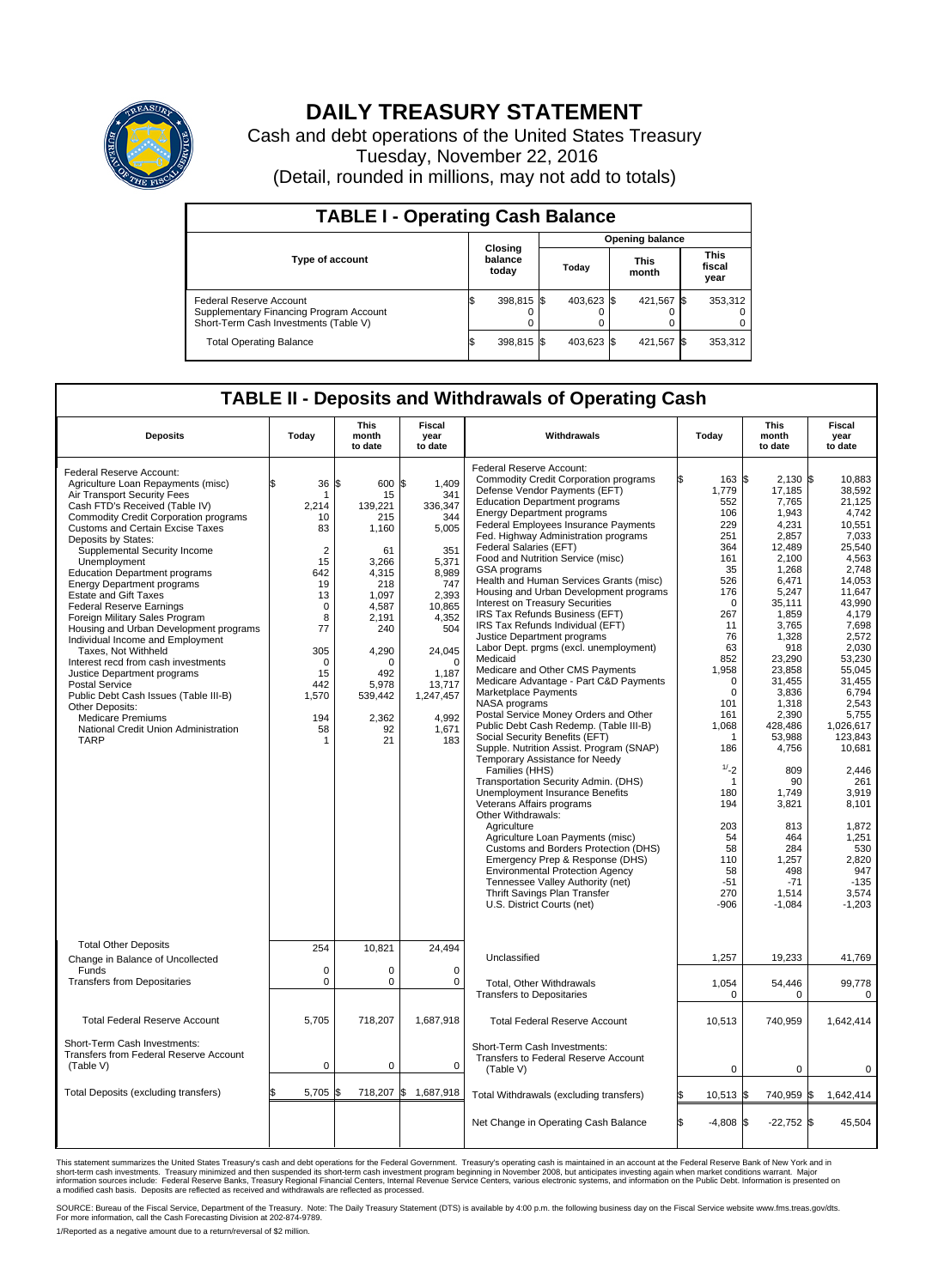# DAILY TREASURY STATEMENT

Cash and debt operations of the United States Treasury

Tuesday, November 22, 2016

(Detail, rounded in millions, may not add to totals)

## TABLE I - Operating Cash Balance

| Type of account | Closing balance today | Opening balance Today | Opening balance This month | Opening balance This fiscal year |
|---|---|---|---|---|
| Federal Reserve Account | $ 398,815 | $ 403,623 | $ 421,567 | $ 353,312 |
| Supplementary Financing Program Account | 0 | 0 | 0 | 0 |
| Short-Term Cash Investments (Table V) | 0 | 0 | 0 | 0 |
| Total Operating Balance | $ 398,815 | $ 403,623 | $ 421,567 | $ 353,312 |

## TABLE II - Deposits and Withdrawals of Operating Cash

| Deposits | Today | This month to date | Fiscal year to date |
|---|---|---|---|
| Federal Reserve Account: | | | |
| Agriculture Loan Repayments (misc) | $ 36 | $ 600 | $ 1,409 |
| Air Transport Security Fees | 1 | 15 | 341 |
| Cash FTD's Received (Table IV) | 2,214 | 139,221 | 336,347 |
| Commodity Credit Corporation programs | 10 | 215 | 344 |
| Customs and Certain Excise Taxes | 83 | 1,160 | 5,005 |
| Deposits by States: | | | |
| Supplemental Security Income | 2 | 61 | 351 |
| Unemployment | 15 | 3,266 | 5,371 |
| Education Department programs | 642 | 4,315 | 8,989 |
| Energy Department programs | 19 | 218 | 747 |
| Estate and Gift Taxes | 13 | 1,097 | 2,393 |
| Federal Reserve Earnings | 0 | 4,587 | 10,865 |
| Foreign Military Sales Program | 8 | 2,191 | 4,352 |
| Housing and Urban Development programs | 77 | 240 | 504 |
| Individual Income and Employment Taxes, Not Withheld | 305 | 4,290 | 24,045 |
| Interest recd from cash investments | 0 | 0 | 0 |
| Justice Department programs | 15 | 492 | 1,187 |
| Postal Service | 442 | 5,978 | 13,717 |
| Public Debt Cash Issues (Table III-B) | 1,570 | 539,442 | 1,247,457 |
| Other Deposits: | | | |
| Medicare Premiums | 194 | 2,362 | 4,992 |
| National Credit Union Administration | 58 | 92 | 1,671 |
| TARP | 1 | 21 | 183 |
| Total Other Deposits | 254 | 10,821 | 24,494 |
| Change in Balance of Uncollected Funds | 0 | 0 | 0 |
| Transfers from Depositaries | 0 | 0 | 0 |
| Total Federal Reserve Account | 5,705 | 718,207 | 1,687,918 |
| Short-Term Cash Investments: Transfers from Federal Reserve Account (Table V) | 0 | 0 | 0 |
| Total Deposits (excluding transfers) | $ 5,705 | $ 718,207 | $ 1,687,918 |

| Withdrawals | Today | This month to date | Fiscal year to date |
|---|---|---|---|
| Federal Reserve Account: | | | |
| Commodity Credit Corporation programs | $ 163 | $ 2,130 | $ 10,883 |
| Defense Vendor Payments (EFT) | 1,779 | 17,185 | 38,592 |
| Education Department programs | 552 | 7,765 | 21,125 |
| Energy Department programs | 106 | 1,943 | 4,742 |
| Federal Employees Insurance Payments | 229 | 4,231 | 10,551 |
| Fed. Highway Administration programs | 251 | 2,857 | 7,033 |
| Federal Salaries (EFT) | 364 | 12,489 | 25,540 |
| Food and Nutrition Service (misc) | 161 | 2,100 | 4,563 |
| GSA programs | 35 | 1,268 | 2,748 |
| Health and Human Services Grants (misc) | 526 | 6,471 | 14,053 |
| Housing and Urban Development programs | 176 | 5,247 | 11,647 |
| Interest on Treasury Securities | 0 | 35,111 | 43,990 |
| IRS Tax Refunds Business (EFT) | 267 | 1,859 | 4,179 |
| IRS Tax Refunds Individual (EFT) | 11 | 3,765 | 7,698 |
| Justice Department programs | 76 | 1,328 | 2,572 |
| Labor Dept. prgms (excl. unemployment) | 63 | 918 | 2,030 |
| Medicaid | 852 | 23,290 | 53,230 |
| Medicare and Other CMS Payments | 1,958 | 23,858 | 55,045 |
| Medicare Advantage - Part C&D Payments | 0 | 31,455 | 31,455 |
| Marketplace Payments | 0 | 3,836 | 6,794 |
| NASA programs | 101 | 1,318 | 2,543 |
| Postal Service Money Orders and Other | 161 | 2,390 | 5,755 |
| Public Debt Cash Redemp. (Table III-B) | 1,068 | 428,486 | 1,026,617 |
| Social Security Benefits (EFT) | 1 | 53,988 | 123,843 |
| Supple. Nutrition Assist. Program (SNAP) | 186 | 4,756 | 10,681 |
| Temporary Assistance for Needy Families (HHS) | [1]-2 | 809 | 2,446 |
| Transportation Security Admin. (DHS) | 1 | 90 | 261 |
| Unemployment Insurance Benefits | 180 | 1,749 | 3,919 |
| Veterans Affairs programs | 194 | 3,821 | 8,101 |
| Other Withdrawals: | | | |
| Agriculture | 203 | 813 | 1,872 |
| Agriculture Loan Payments (misc) | 54 | 464 | 1,251 |
| Customs and Borders Protection (DHS) | 58 | 284 | 530 |
| Emergency Prep & Response (DHS) | 110 | 1,257 | 2,820 |
| Environmental Protection Agency | 58 | 498 | 947 |
| Tennessee Valley Authority (net) | -51 | -71 | -135 |
| Thrift Savings Plan Transfer | 270 | 1,514 | 3,574 |
| U.S. District Courts (net) | -906 | -1,084 | -1,203 |
| Unclassified | 1,257 | 19,233 | 41,769 |
| Total, Other Withdrawals | 1,054 | 54,446 | 99,778 |
| Transfers to Depositaries | 0 | 0 | 0 |
| Total Federal Reserve Account | 10,513 | 740,959 | 1,642,414 |
| Short-Term Cash Investments: Transfers to Federal Reserve Account (Table V) | 0 | 0 | 0 |
| Total Withdrawals (excluding transfers) | $ 10,513 | $ 740,959 | $ 1,642,414 |
| Net Change in Operating Cash Balance | $ -4,808 | $ -22,752 | $ 45,504 |

This statement summarizes the United States Treasury's cash and debt operations for the Federal Government. Treasury's operating cash is maintained in an account at the Federal Reserve Bank of New York and in short-term cash investments. Treasury minimized and then suspended its short-term cash investment program beginning in November 2008, but anticipates investing again when market conditions warrant. Major information sources include: Federal Reserve Banks, Treasury Regional Financial Centers, Internal Revenue Service Centers, various electronic systems, and information on the Public Debt. Information is presented on a modified cash basis. Deposits are reflected as received and withdrawals are reflected as processed.

SOURCE: Bureau of the Fiscal Service, Department of the Treasury. Note: The Daily Treasury Statement (DTS) is available by 4:00 p.m. the following business day on the Fiscal Service website www.fms.treas.gov/dts. For more information, call the Cash Forecasting Division at 202-874-9789.

1/Reported as a negative amount due to a return/reversal of $2 million.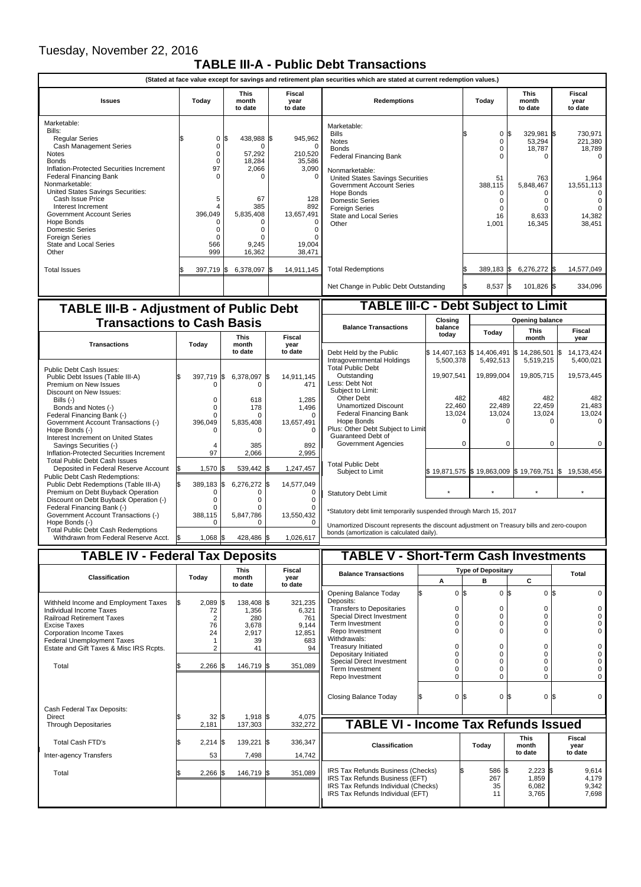Tuesday, November 22, 2016

# TABLE III-A - Public Debt Transactions

(Stated at face value except for savings and retirement plan securities which are stated at current redemption values.)

| Issues | Today | This month to date | Fiscal year to date |
|---|---|---|---|
| Marketable: | | | |
| Bills: | | | |
| Regular Series | $ 0 | $ 438,988 | $ 945,962 |
| Cash Management Series | 0 | 0 | 0 |
| Notes | 0 | 57,292 | 210,520 |
| Bonds | 0 | 18,284 | 35,586 |
| Inflation-Protected Securities Increment | 97 | 2,066 | 3,090 |
| Federal Financing Bank | 0 | 0 | 0 |
| Nonmarketable: | | | |
| United States Savings Securities: | | | |
| Cash Issue Price | 5 | 67 | 128 |
| Interest Increment | 4 | 385 | 892 |
| Government Account Series | 396,049 | 5,835,408 | 13,657,491 |
| Hope Bonds | 0 | 0 | 0 |
| Domestic Series | 0 | 0 | 0 |
| Foreign Series | 0 | 0 | 0 |
| State and Local Series | 566 | 9,245 | 19,004 |
| Other | 999 | 16,362 | 38,471 |
| Total Issues | $ 397,719 | $ 6,378,097 | $ 14,911,145 |

| Redemptions | Today | This month to date | Fiscal year to date |
|---|---|---|---|
| Marketable: | | | |
| Bills | $ 0 | $ 329,981 | $ 730,971 |
| Notes | 0 | 53,294 | 221,380 |
| Bonds | 0 | 18,787 | 18,789 |
| Federal Financing Bank | 0 | 0 | 0 |
| Nonmarketable: | | | |
| United States Savings Securities | 51 | 763 | 1,964 |
| Government Account Series | 388,115 | 5,848,467 | 13,551,113 |
| Hope Bonds | 0 | 0 | 0 |
| Domestic Series | 0 | 0 | 0 |
| Foreign Series | 0 | 0 | 0 |
| State and Local Series | 16 | 8,633 | 14,382 |
| Other | 1,001 | 16,345 | 38,451 |
| Total Redemptions | $ 389,183 | $ 6,276,272 | $ 14,577,049 |
| Net Change in Public Debt Outstanding | $ 8,537 | $ 101,826 | $ 334,096 |

# TABLE III-B - Adjustment of Public Debt Transactions to Cash Basis

| Transactions | Today | This month to date | Fiscal year to date |
|---|---|---|---|
| Public Debt Cash Issues: | | | |
| Public Debt Issues (Table III-A) | $ 397,719 | $ 6,378,097 | $ 14,911,145 |
| Premium on New Issues | 0 | 0 | 471 |
| Discount on New Issues: | | | |
| Bills (-) | 0 | 618 | 1,285 |
| Bonds and Notes (-) | 0 | 178 | 1,496 |
| Federal Financing Bank (-) | 0 | 0 | 0 |
| Government Account Transactions (-) | 396,049 | 5,835,408 | 13,657,491 |
| Hope Bonds (-) | 0 | 0 | 0 |
| Interest Increment on United States Savings Securities (-) | 4 | 385 | 892 |
| Inflation-Protected Securities Increment | 97 | 2,066 | 2,995 |
| Total Public Debt Cash Issues Deposited in Federal Reserve Account | $ 1,570 | $ 539,442 | $ 1,247,457 |
| Public Debt Cash Redemptions: | | | |
| Public Debt Redemptions (Table III-A) | $ 389,183 | $ 6,276,272 | $ 14,577,049 |
| Premium on Debt Buyback Operation | 0 | 0 | 0 |
| Discount on Debt Buyback Operation (-) | 0 | 0 | 0 |
| Federal Financing Bank (-) | 0 | 0 | 0 |
| Government Account Transactions (-) | 388,115 | 5,847,786 | 13,550,432 |
| Hope Bonds (-) | 0 | 0 | 0 |
| Total Public Debt Cash Redemptions Withdrawn from Federal Reserve Acct. | $ 1,068 | $ 428,486 | $ 1,026,617 |

# TABLE III-C - Debt Subject to Limit

| Balance Transactions | Closing balance today | Opening balance Today | Opening balance This month | Opening balance Fiscal year |
|---|---|---|---|---|
| Debt Held by the Public | $ 14,407,163 | $ 14,406,491 | $ 14,286,501 | $ 14,173,424 |
| Intragovernmental Holdings | 5,500,378 | 5,492,513 | 5,519,215 | 5,400,021 |
| Total Public Debt Outstanding | 19,907,541 | 19,899,004 | 19,805,715 | 19,573,445 |
| Less: Debt Not Subject to Limit: | | | | |
| Other Debt | 482 | 482 | 482 | 482 |
| Unamortized Discount | 22,460 | 22,489 | 22,459 | 21,483 |
| Federal Financing Bank | 13,024 | 13,024 | 13,024 | 13,024 |
| Hope Bonds | 0 | 0 | 0 | 0 |
| Plus: Other Debt Subject to Limit | | | | |
| Guaranteed Debt of Government Agencies | 0 | 0 | 0 | 0 |
| Total Public Debt Subject to Limit | $ 19,871,575 | $ 19,863,009 | $ 19,769,751 | $ 19,538,456 |
| Statutory Debt Limit | * | * | * | * |

*Statutory debt limit temporarily suspended through March 15, 2017

Unamortized Discount represents the discount adjustment on Treasury bills and zero-coupon bonds (amortization is calculated daily).

# TABLE IV - Federal Tax Deposits

| Classification | Today | This month to date | Fiscal year to date |
|---|---|---|---|
| Withheld Income and Employment Taxes | $ 2,089 | $ 138,408 | $ 321,235 |
| Individual Income Taxes | 72 | 1,356 | 6,321 |
| Railroad Retirement Taxes | 2 | 280 | 761 |
| Excise Taxes | 76 | 3,678 | 9,144 |
| Corporation Income Taxes | 24 | 2,917 | 12,851 |
| Federal Unemployment Taxes | 1 | 39 | 683 |
| Estate and Gift Taxes & Misc IRS Rcpts. | 2 | 41 | 94 |
| Total | $ 2,266 | $ 146,719 | $ 351,089 |
| Cash Federal Tax Deposits: | | | |
| Direct | $ 32 | $ 1,918 | $ 4,075 |
| Through Depositaries | 2,181 | 137,303 | 332,272 |
| Total Cash FTD's | $ 2,214 | $ 139,221 | $ 336,347 |
| Inter-agency Transfers | 53 | 7,498 | 14,742 |
| Total | $ 2,266 | $ 146,719 | $ 351,089 |

# TABLE V - Short-Term Cash Investments

| Balance Transactions | Type of Depositary A | Type of Depositary B | Type of Depositary C | Total |
|---|---|---|---|---|
| Opening Balance Today | $ 0 | $ 0 | $ 0 | $ 0 |
| Deposits: | | | | |
| Transfers to Depositaries | 0 | 0 | 0 | 0 |
| Special Direct Investment | 0 | 0 | 0 | 0 |
| Term Investment | 0 | 0 | 0 | 0 |
| Repo Investment | 0 | 0 | 0 | 0 |
| Withdrawals: | | | | |
| Treasury Initiated | 0 | 0 | 0 | 0 |
| Depositary Initiated | 0 | 0 | 0 | 0 |
| Special Direct Investment | 0 | 0 | 0 | 0 |
| Term Investment | 0 | 0 | 0 | 0 |
| Repo Investment | 0 | 0 | 0 | 0 |
| Closing Balance Today | $ 0 | $ 0 | $ 0 | $ 0 |

# TABLE VI - Income Tax Refunds Issued

| Classification | Today | This month to date | Fiscal year to date |
|---|---|---|---|
| IRS Tax Refunds Business (Checks) | $ 586 | $ 2,223 | $ 9,614 |
| IRS Tax Refunds Business (EFT) | 267 | 1,859 | 4,179 |
| IRS Tax Refunds Individual (Checks) | 35 | 6,082 | 9,342 |
| IRS Tax Refunds Individual (EFT) | 11 | 3,765 | 7,698 |